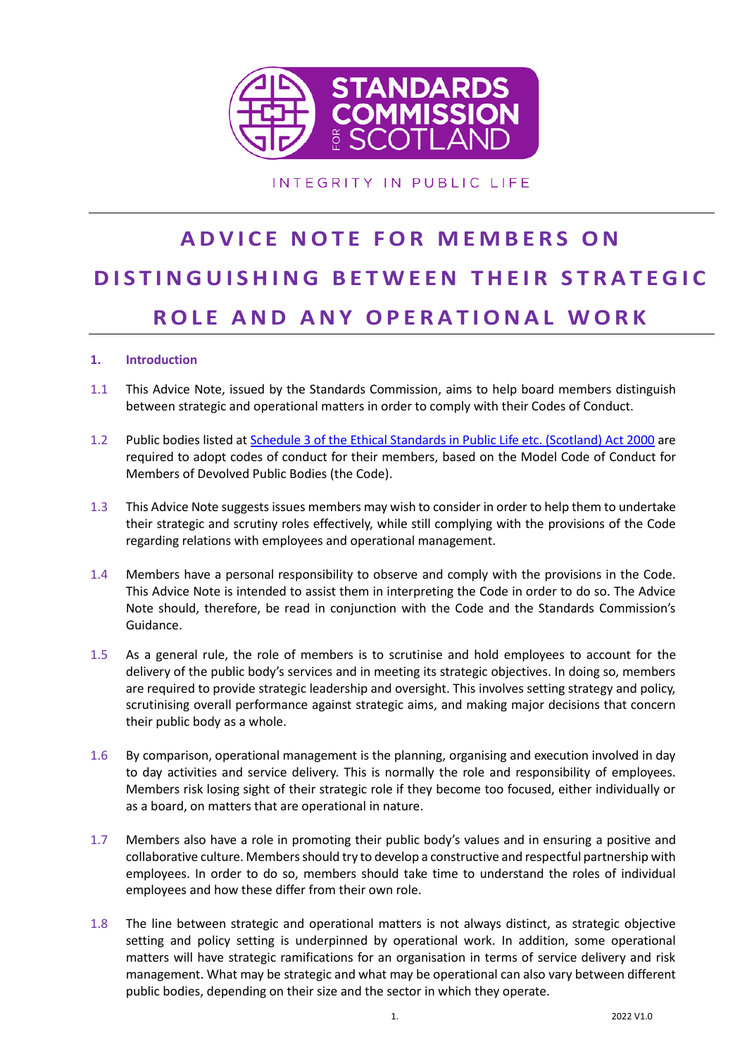STANDARDS COMMISSION FOR SCOTLAND

INTEGRITY IN PUBLIC LIFE

# ADVICE NOTE FOR MEMBERS ON DISTINGUISHING BETWEEN THEIR STRATEGIC ROLE AND ANY OPERATIONAL WORK

## 1. Introduction

1.1 This Advice Note, issued by the Standards Commission, aims to help board members distinguish between strategic and operational matters in order to comply with their Codes of Conduct.

1.2 Public bodies listed at [Schedule 3 of the Ethical Standards in Public Life etc. (Scotland) Act 2000]() are required to adopt codes of conduct for their members, based on the Model Code of Conduct for Members of Devolved Public Bodies (the Code).

1.3 This Advice Note suggests issues members may wish to consider in order to help them to undertake their strategic and scrutiny roles effectively, while still complying with the provisions of the Code regarding relations with employees and operational management.

1.4 Members have a personal responsibility to observe and comply with the provisions in the Code. This Advice Note is intended to assist them in interpreting the Code in order to do so. The Advice Note should, therefore, be read in conjunction with the Code and the Standards Commission's Guidance.

1.5 As a general rule, the role of members is to scrutinise and hold employees to account for the delivery of the public body's services and in meeting its strategic objectives. In doing so, members are required to provide strategic leadership and oversight. This involves setting strategy and policy, scrutinising overall performance against strategic aims, and making major decisions that concern their public body as a whole.

1.6 By comparison, operational management is the planning, organising and execution involved in day to day activities and service delivery. This is normally the role and responsibility of employees. Members risk losing sight of their strategic role if they become too focused, either individually or as a board, on matters that are operational in nature.

1.7 Members also have a role in promoting their public body's values and in ensuring a positive and collaborative culture. Members should try to develop a constructive and respectful partnership with employees. In order to do so, members should take time to understand the roles of individual employees and how these differ from their own role.

1.8 The line between strategic and operational matters is not always distinct, as strategic objective setting and policy setting is underpinned by operational work. In addition, some operational matters will have strategic ramifications for an organisation in terms of service delivery and risk management. What may be strategic and what may be operational can also vary between different public bodies, depending on their size and the sector in which they operate.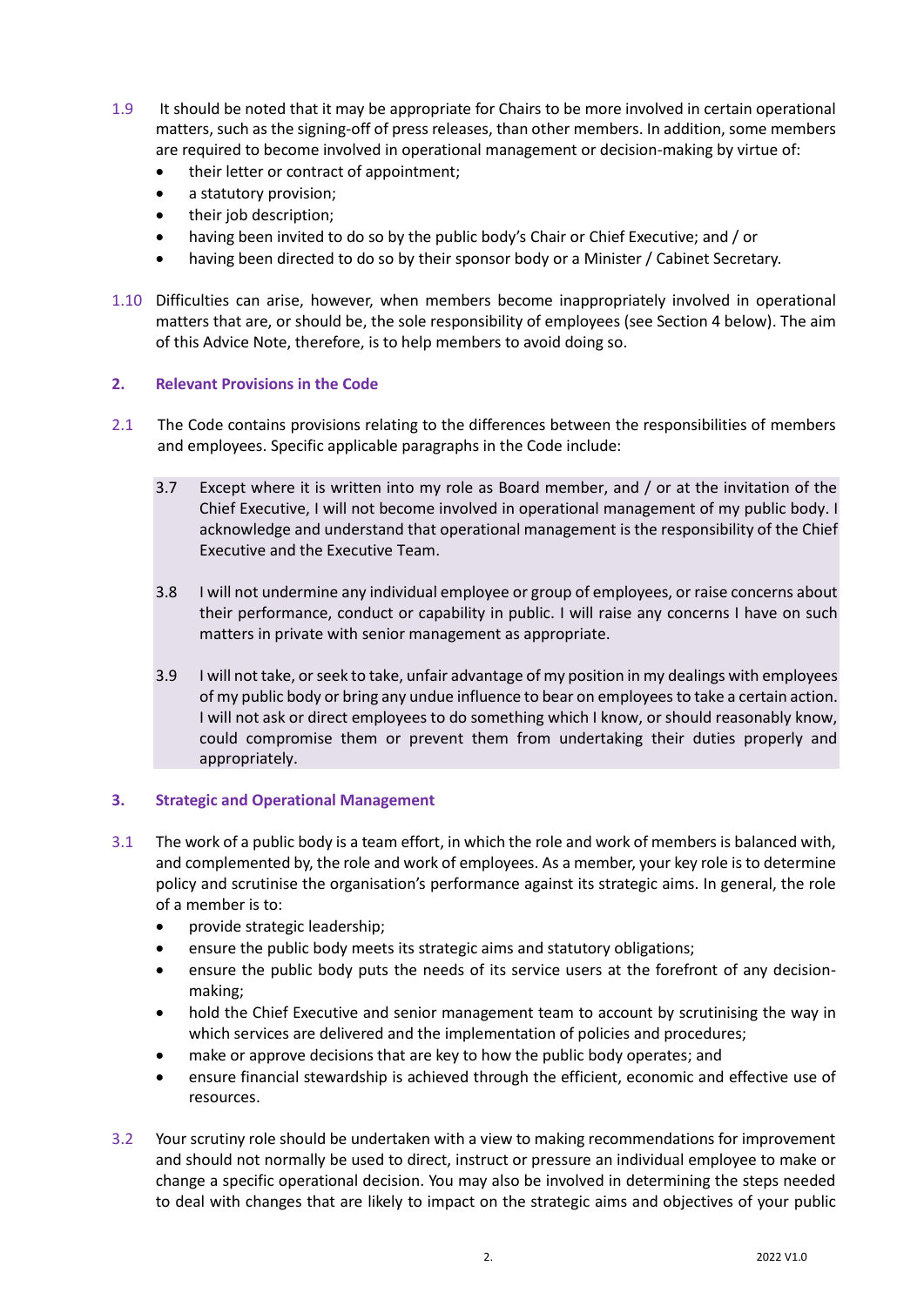1.9 It should be noted that it may be appropriate for Chairs to be more involved in certain operational matters, such as the signing-off of press releases, than other members. In addition, some members are required to become involved in operational management or decision-making by virtue of:

- their letter or contract of appointment;
- a statutory provision;
- their job description;
- having been invited to do so by the public body's Chair or Chief Executive; and / or
- having been directed to do so by their sponsor body or a Minister / Cabinet Secretary.

1.10 Difficulties can arise, however, when members become inappropriately involved in operational matters that are, or should be, the sole responsibility of employees (see Section 4 below). The aim of this Advice Note, therefore, is to help members to avoid doing so.

## 2. Relevant Provisions in the Code

2.1 The Code contains provisions relating to the differences between the responsibilities of members and employees. Specific applicable paragraphs in the Code include:

> 3.7 Except where it is written into my role as Board member, and / or at the invitation of the Chief Executive, I will not become involved in operational management of my public body. I acknowledge and understand that operational management is the responsibility of the Chief Executive and the Executive Team.
>
> 3.8 I will not undermine any individual employee or group of employees, or raise concerns about their performance, conduct or capability in public. I will raise any concerns I have on such matters in private with senior management as appropriate.
>
> 3.9 I will not take, or seek to take, unfair advantage of my position in my dealings with employees of my public body or bring any undue influence to bear on employees to take a certain action. I will not ask or direct employees to do something which I know, or should reasonably know, could compromise them or prevent them from undertaking their duties properly and appropriately.

## 3. Strategic and Operational Management

3.1 The work of a public body is a team effort, in which the role and work of members is balanced with, and complemented by, the role and work of employees. As a member, your key role is to determine policy and scrutinise the organisation's performance against its strategic aims. In general, the role of a member is to:

- provide strategic leadership;
- ensure the public body meets its strategic aims and statutory obligations;
- ensure the public body puts the needs of its service users at the forefront of any decision-making;
- hold the Chief Executive and senior management team to account by scrutinising the way in which services are delivered and the implementation of policies and procedures;
- make or approve decisions that are key to how the public body operates; and
- ensure financial stewardship is achieved through the efficient, economic and effective use of resources.

3.2 Your scrutiny role should be undertaken with a view to making recommendations for improvement and should not normally be used to direct, instruct or pressure an individual employee to make or change a specific operational decision. You may also be involved in determining the steps needed to deal with changes that are likely to impact on the strategic aims and objectives of your public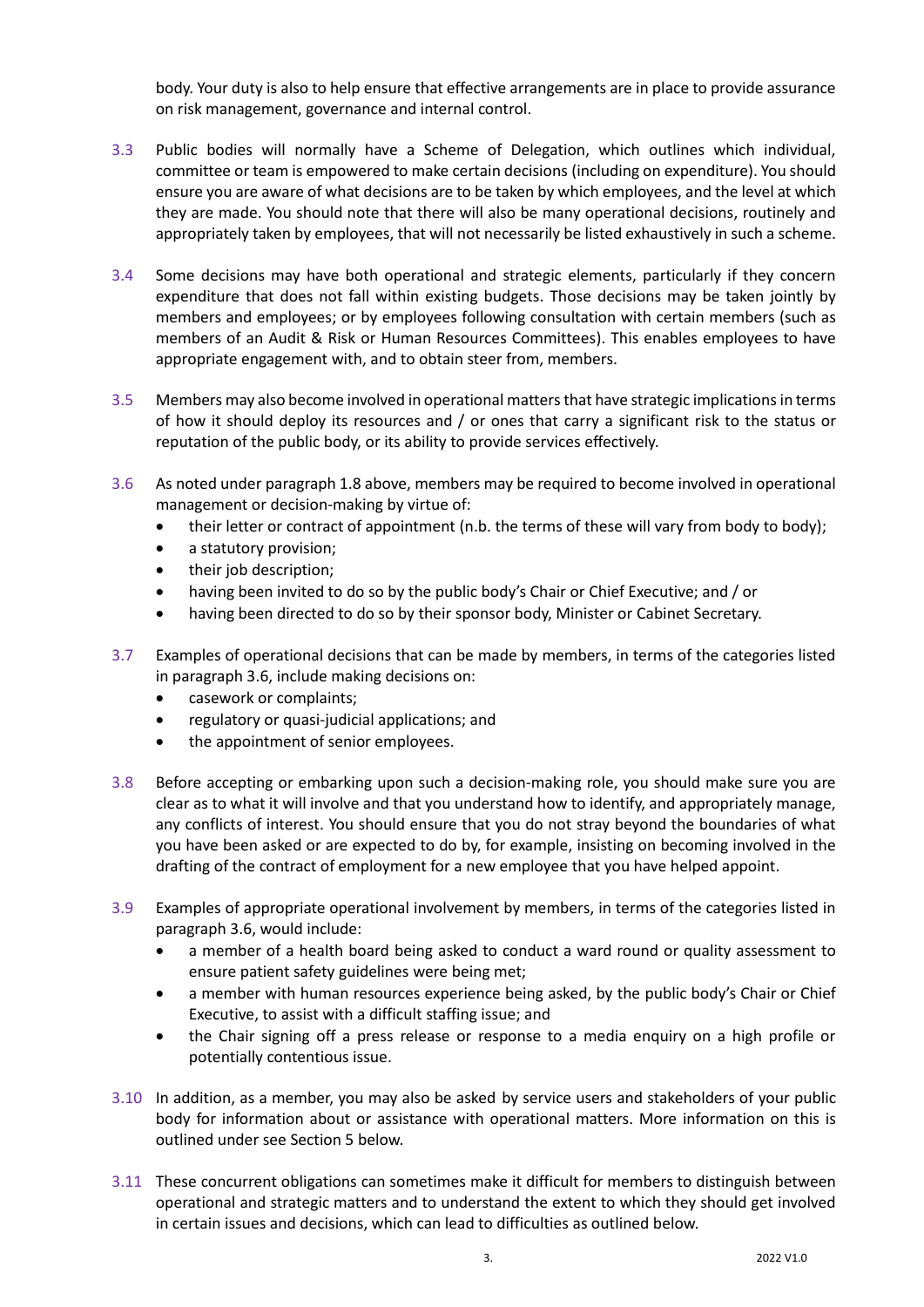body. Your duty is also to help ensure that effective arrangements are in place to provide assurance on risk management, governance and internal control.

3.3 Public bodies will normally have a Scheme of Delegation, which outlines which individual, committee or team is empowered to make certain decisions (including on expenditure). You should ensure you are aware of what decisions are to be taken by which employees, and the level at which they are made. You should note that there will also be many operational decisions, routinely and appropriately taken by employees, that will not necessarily be listed exhaustively in such a scheme.

3.4 Some decisions may have both operational and strategic elements, particularly if they concern expenditure that does not fall within existing budgets. Those decisions may be taken jointly by members and employees; or by employees following consultation with certain members (such as members of an Audit & Risk or Human Resources Committees). This enables employees to have appropriate engagement with, and to obtain steer from, members.

3.5 Members may also become involved in operational matters that have strategic implications in terms of how it should deploy its resources and / or ones that carry a significant risk to the status or reputation of the public body, or its ability to provide services effectively.

3.6 As noted under paragraph 1.8 above, members may be required to become involved in operational management or decision-making by virtue of:

- their letter or contract of appointment (n.b. the terms of these will vary from body to body);
- a statutory provision;
- their job description;
- having been invited to do so by the public body's Chair or Chief Executive; and / or
- having been directed to do so by their sponsor body, Minister or Cabinet Secretary.

3.7 Examples of operational decisions that can be made by members, in terms of the categories listed in paragraph 3.6, include making decisions on:

- casework or complaints;
- regulatory or quasi-judicial applications; and
- the appointment of senior employees.

3.8 Before accepting or embarking upon such a decision-making role, you should make sure you are clear as to what it will involve and that you understand how to identify, and appropriately manage, any conflicts of interest. You should ensure that you do not stray beyond the boundaries of what you have been asked or are expected to do by, for example, insisting on becoming involved in the drafting of the contract of employment for a new employee that you have helped appoint.

3.9 Examples of appropriate operational involvement by members, in terms of the categories listed in paragraph 3.6, would include:

- a member of a health board being asked to conduct a ward round or quality assessment to ensure patient safety guidelines were being met;
- a member with human resources experience being asked, by the public body's Chair or Chief Executive, to assist with a difficult staffing issue; and
- the Chair signing off a press release or response to a media enquiry on a high profile or potentially contentious issue.

3.10 In addition, as a member, you may also be asked by service users and stakeholders of your public body for information about or assistance with operational matters. More information on this is outlined under see Section 5 below.

3.11 These concurrent obligations can sometimes make it difficult for members to distinguish between operational and strategic matters and to understand the extent to which they should get involved in certain issues and decisions, which can lead to difficulties as outlined below.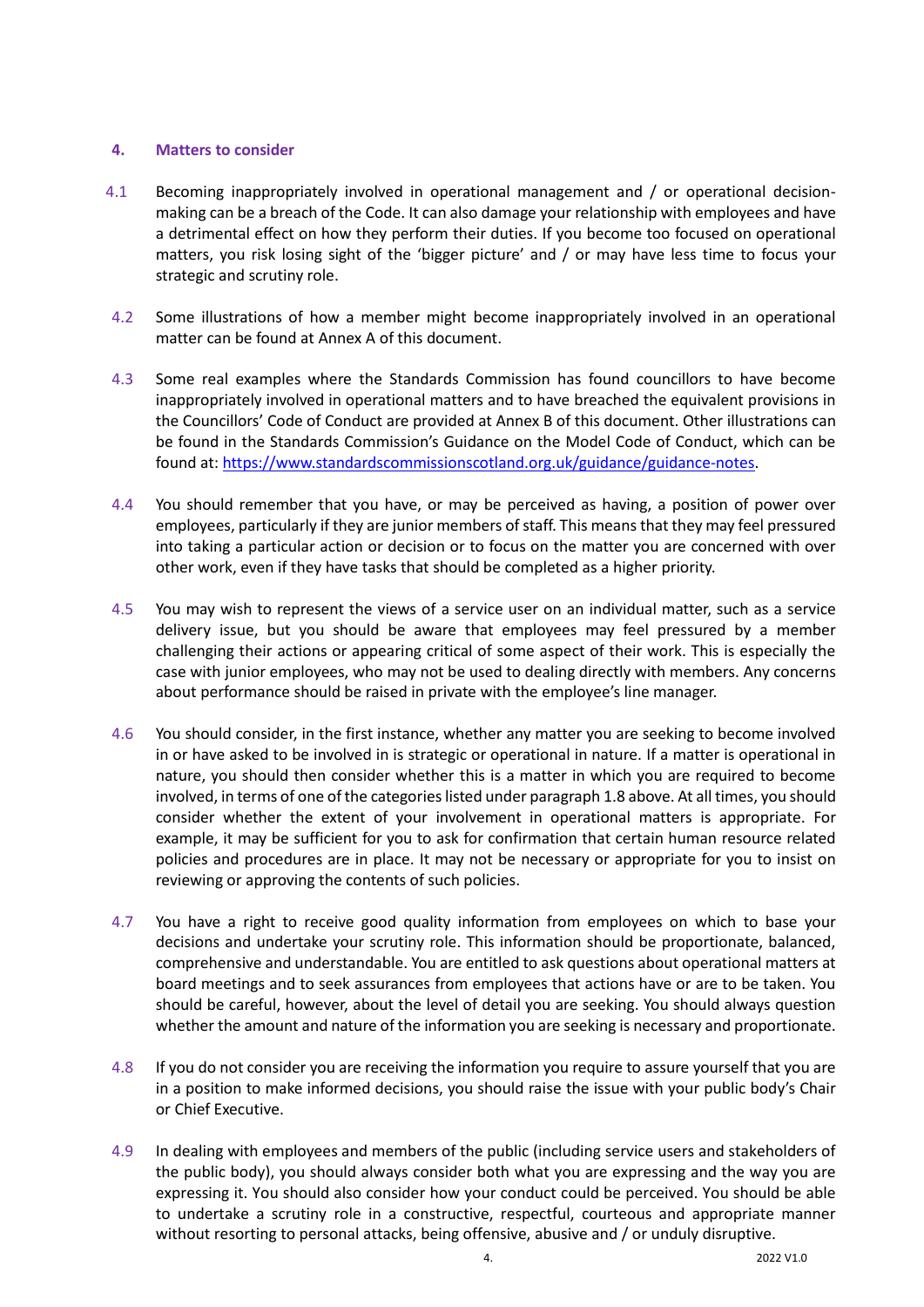## 4. Matters to consider

4.1 Becoming inappropriately involved in operational management and / or operational decision-making can be a breach of the Code. It can also damage your relationship with employees and have a detrimental effect on how they perform their duties. If you become too focused on operational matters, you risk losing sight of the 'bigger picture' and / or may have less time to focus your strategic and scrutiny role.

4.2 Some illustrations of how a member might become inappropriately involved in an operational matter can be found at Annex A of this document.

4.3 Some real examples where the Standards Commission has found councillors to have become inappropriately involved in operational matters and to have breached the equivalent provisions in the Councillors' Code of Conduct are provided at Annex B of this document. Other illustrations can be found in the Standards Commission's Guidance on the Model Code of Conduct, which can be found at: [https://www.standardscommissionscotland.org.uk/guidance/guidance-notes](https://www.standardscommissionscotland.org.uk/guidance/guidance-notes).

4.4 You should remember that you have, or may be perceived as having, a position of power over employees, particularly if they are junior members of staff. This means that they may feel pressured into taking a particular action or decision or to focus on the matter you are concerned with over other work, even if they have tasks that should be completed as a higher priority.

4.5 You may wish to represent the views of a service user on an individual matter, such as a service delivery issue, but you should be aware that employees may feel pressured by a member challenging their actions or appearing critical of some aspect of their work. This is especially the case with junior employees, who may not be used to dealing directly with members. Any concerns about performance should be raised in private with the employee's line manager.

4.6 You should consider, in the first instance, whether any matter you are seeking to become involved in or have asked to be involved in is strategic or operational in nature. If a matter is operational in nature, you should then consider whether this is a matter in which you are required to become involved, in terms of one of the categories listed under paragraph 1.8 above. At all times, you should consider whether the extent of your involvement in operational matters is appropriate. For example, it may be sufficient for you to ask for confirmation that certain human resource related policies and procedures are in place. It may not be necessary or appropriate for you to insist on reviewing or approving the contents of such policies.

4.7 You have a right to receive good quality information from employees on which to base your decisions and undertake your scrutiny role. This information should be proportionate, balanced, comprehensive and understandable. You are entitled to ask questions about operational matters at board meetings and to seek assurances from employees that actions have or are to be taken. You should be careful, however, about the level of detail you are seeking. You should always question whether the amount and nature of the information you are seeking is necessary and proportionate.

4.8 If you do not consider you are receiving the information you require to assure yourself that you are in a position to make informed decisions, you should raise the issue with your public body's Chair or Chief Executive.

4.9 In dealing with employees and members of the public (including service users and stakeholders of the public body), you should always consider both what you are expressing and the way you are expressing it. You should also consider how your conduct could be perceived. You should be able to undertake a scrutiny role in a constructive, respectful, courteous and appropriate manner without resorting to personal attacks, being offensive, abusive and / or unduly disruptive.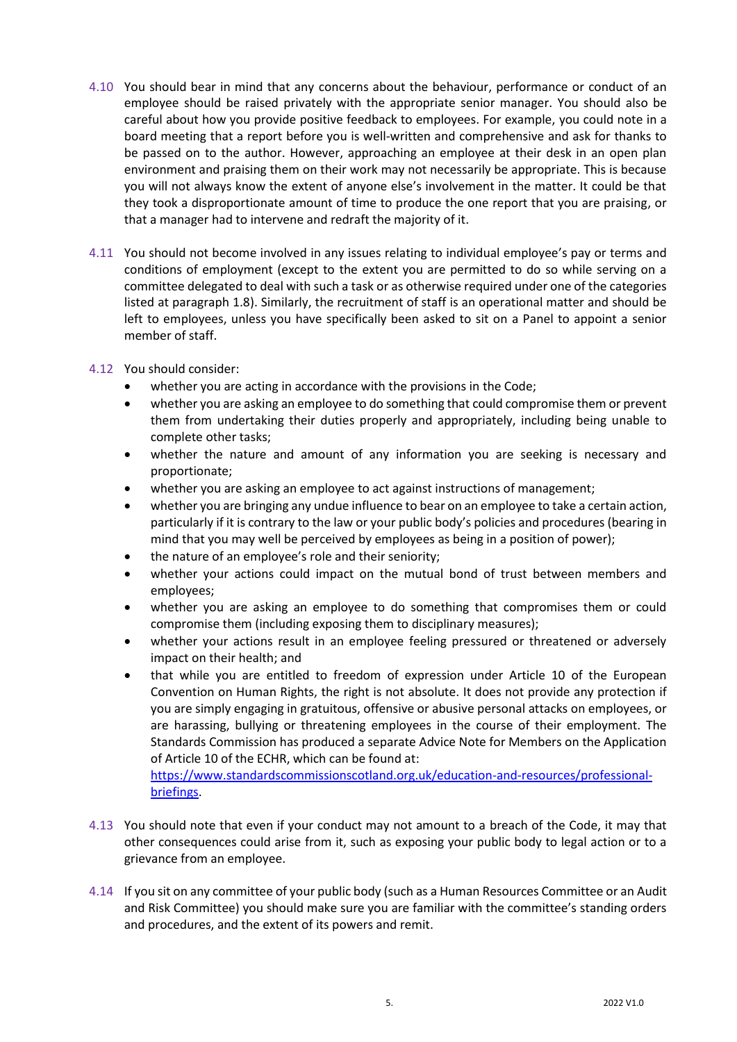4.10 You should bear in mind that any concerns about the behaviour, performance or conduct of an employee should be raised privately with the appropriate senior manager. You should also be careful about how you provide positive feedback to employees. For example, you could note in a board meeting that a report before you is well-written and comprehensive and ask for thanks to be passed on to the author. However, approaching an employee at their desk in an open plan environment and praising them on their work may not necessarily be appropriate. This is because you will not always know the extent of anyone else's involvement in the matter. It could be that they took a disproportionate amount of time to produce the one report that you are praising, or that a manager had to intervene and redraft the majority of it.

4.11 You should not become involved in any issues relating to individual employee's pay or terms and conditions of employment (except to the extent you are permitted to do so while serving on a committee delegated to deal with such a task or as otherwise required under one of the categories listed at paragraph 1.8). Similarly, the recruitment of staff is an operational matter and should be left to employees, unless you have specifically been asked to sit on a Panel to appoint a senior member of staff.

4.12 You should consider:

- whether you are acting in accordance with the provisions in the Code;
- whether you are asking an employee to do something that could compromise them or prevent them from undertaking their duties properly and appropriately, including being unable to complete other tasks;
- whether the nature and amount of any information you are seeking is necessary and proportionate;
- whether you are asking an employee to act against instructions of management;
- whether you are bringing any undue influence to bear on an employee to take a certain action, particularly if it is contrary to the law or your public body's policies and procedures (bearing in mind that you may well be perceived by employees as being in a position of power);
- the nature of an employee's role and their seniority;
- whether your actions could impact on the mutual bond of trust between members and employees;
- whether you are asking an employee to do something that compromises them or could compromise them (including exposing them to disciplinary measures);
- whether your actions result in an employee feeling pressured or threatened or adversely impact on their health; and
- that while you are entitled to freedom of expression under Article 10 of the European Convention on Human Rights, the right is not absolute. It does not provide any protection if you are simply engaging in gratuitous, offensive or abusive personal attacks on employees, or are harassing, bullying or threatening employees in the course of their employment. The Standards Commission has produced a separate Advice Note for Members on the Application of Article 10 of the ECHR, which can be found at: [https://www.standardscommissionscotland.org.uk/education-and-resources/professional-briefings](https://www.standardscommissionscotland.org.uk/education-and-resources/professional-briefings).

4.13 You should note that even if your conduct may not amount to a breach of the Code, it may that other consequences could arise from it, such as exposing your public body to legal action or to a grievance from an employee.

4.14 If you sit on any committee of your public body (such as a Human Resources Committee or an Audit and Risk Committee) you should make sure you are familiar with the committee's standing orders and procedures, and the extent of its powers and remit.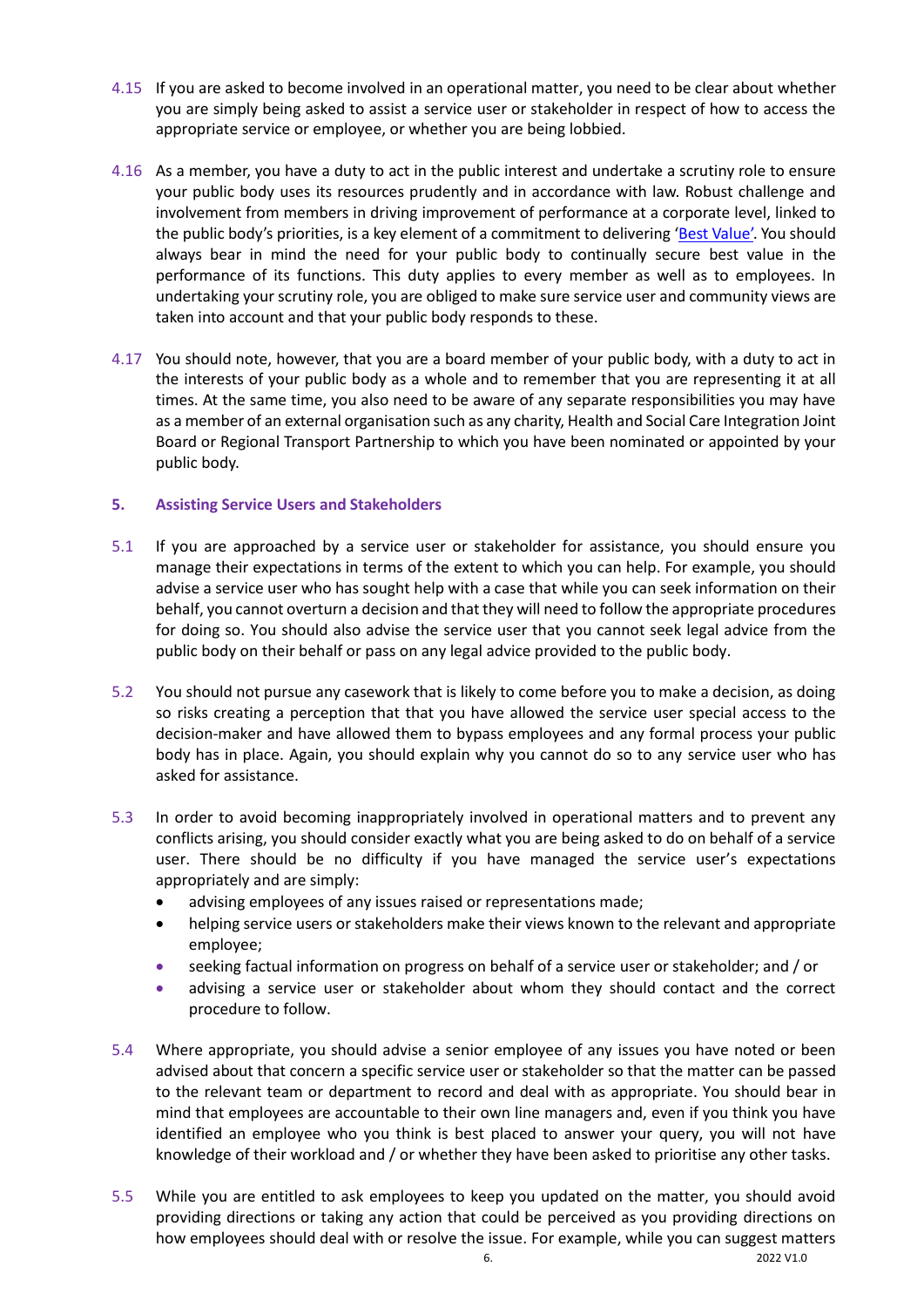4.15 If you are asked to become involved in an operational matter, you need to be clear about whether you are simply being asked to assist a service user or stakeholder in respect of how to access the appropriate service or employee, or whether you are being lobbied.

4.16 As a member, you have a duty to act in the public interest and undertake a scrutiny role to ensure your public body uses its resources prudently and in accordance with law. Robust challenge and involvement from members in driving improvement of performance at a corporate level, linked to the public body's priorities, is a key element of a commitment to delivering '[Best Value](#)'. You should always bear in mind the need for your public body to continually secure best value in the performance of its functions. This duty applies to every member as well as to employees. In undertaking your scrutiny role, you are obliged to make sure service user and community views are taken into account and that your public body responds to these.

4.17 You should note, however, that you are a board member of your public body, with a duty to act in the interests of your public body as a whole and to remember that you are representing it at all times. At the same time, you also need to be aware of any separate responsibilities you may have as a member of an external organisation such as any charity, Health and Social Care Integration Joint Board or Regional Transport Partnership to which you have been nominated or appointed by your public body.

## 5. Assisting Service Users and Stakeholders

5.1 If you are approached by a service user or stakeholder for assistance, you should ensure you manage their expectations in terms of the extent to which you can help. For example, you should advise a service user who has sought help with a case that while you can seek information on their behalf, you cannot overturn a decision and that they will need to follow the appropriate procedures for doing so. You should also advise the service user that you cannot seek legal advice from the public body on their behalf or pass on any legal advice provided to the public body.

5.2 You should not pursue any casework that is likely to come before you to make a decision, as doing so risks creating a perception that that you have allowed the service user special access to the decision-maker and have allowed them to bypass employees and any formal process your public body has in place. Again, you should explain why you cannot do so to any service user who has asked for assistance.

5.3 In order to avoid becoming inappropriately involved in operational matters and to prevent any conflicts arising, you should consider exactly what you are being asked to do on behalf of a service user. There should be no difficulty if you have managed the service user's expectations appropriately and are simply:

- advising employees of any issues raised or representations made;
- helping service users or stakeholders make their views known to the relevant and appropriate employee;
- seeking factual information on progress on behalf of a service user or stakeholder; and / or
- advising a service user or stakeholder about whom they should contact and the correct procedure to follow.

5.4 Where appropriate, you should advise a senior employee of any issues you have noted or been advised about that concern a specific service user or stakeholder so that the matter can be passed to the relevant team or department to record and deal with as appropriate. You should bear in mind that employees are accountable to their own line managers and, even if you think you have identified an employee who you think is best placed to answer your query, you will not have knowledge of their workload and / or whether they have been asked to prioritise any other tasks.

5.5 While you are entitled to ask employees to keep you updated on the matter, you should avoid providing directions or taking any action that could be perceived as you providing directions on how employees should deal with or resolve the issue. For example, while you can suggest matters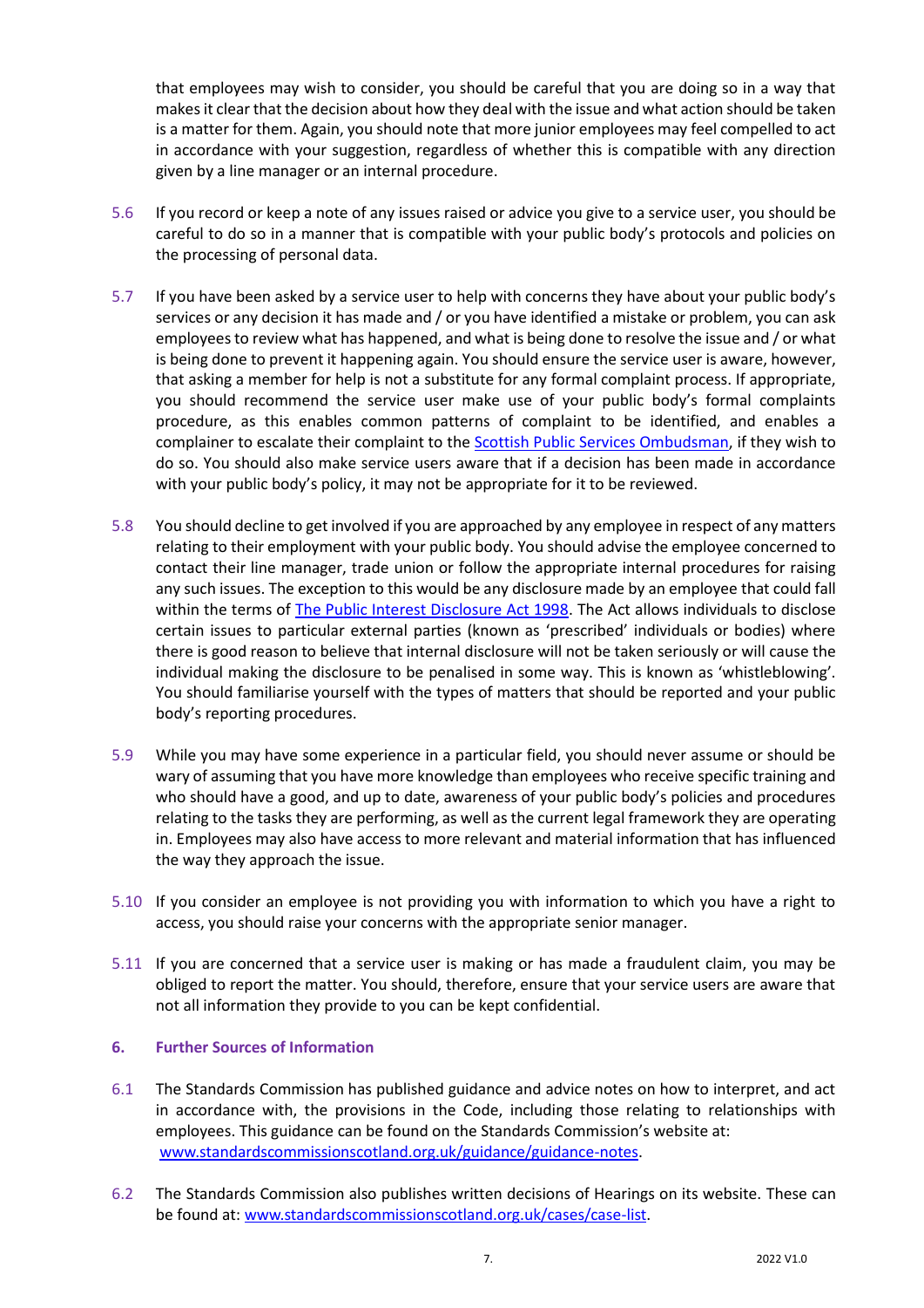that employees may wish to consider, you should be careful that you are doing so in a way that makes it clear that the decision about how they deal with the issue and what action should be taken is a matter for them. Again, you should note that more junior employees may feel compelled to act in accordance with your suggestion, regardless of whether this is compatible with any direction given by a line manager or an internal procedure.

5.6 If you record or keep a note of any issues raised or advice you give to a service user, you should be careful to do so in a manner that is compatible with your public body's protocols and policies on the processing of personal data.

5.7 If you have been asked by a service user to help with concerns they have about your public body's services or any decision it has made and / or you have identified a mistake or problem, you can ask employees to review what has happened, and what is being done to resolve the issue and / or what is being done to prevent it happening again. You should ensure the service user is aware, however, that asking a member for help is not a substitute for any formal complaint process. If appropriate, you should recommend the service user make use of your public body's formal complaints procedure, as this enables common patterns of complaint to be identified, and enables a complainer to escalate their complaint to the Scottish Public Services Ombudsman, if they wish to do so. You should also make service users aware that if a decision has been made in accordance with your public body's policy, it may not be appropriate for it to be reviewed.

5.8 You should decline to get involved if you are approached by any employee in respect of any matters relating to their employment with your public body. You should advise the employee concerned to contact their line manager, trade union or follow the appropriate internal procedures for raising any such issues. The exception to this would be any disclosure made by an employee that could fall within the terms of The Public Interest Disclosure Act 1998. The Act allows individuals to disclose certain issues to particular external parties (known as 'prescribed' individuals or bodies) where there is good reason to believe that internal disclosure will not be taken seriously or will cause the individual making the disclosure to be penalised in some way. This is known as 'whistleblowing'. You should familiarise yourself with the types of matters that should be reported and your public body's reporting procedures.

5.9 While you may have some experience in a particular field, you should never assume or should be wary of assuming that you have more knowledge than employees who receive specific training and who should have a good, and up to date, awareness of your public body's policies and procedures relating to the tasks they are performing, as well as the current legal framework they are operating in. Employees may also have access to more relevant and material information that has influenced the way they approach the issue.

5.10 If you consider an employee is not providing you with information to which you have a right to access, you should raise your concerns with the appropriate senior manager.

5.11 If you are concerned that a service user is making or has made a fraudulent claim, you may be obliged to report the matter. You should, therefore, ensure that your service users are aware that not all information they provide to you can be kept confidential.

## 6. Further Sources of Information

6.1 The Standards Commission has published guidance and advice notes on how to interpret, and act in accordance with, the provisions in the Code, including those relating to relationships with employees. This guidance can be found on the Standards Commission's website at: www.standardscommissionscotland.org.uk/guidance/guidance-notes.

6.2 The Standards Commission also publishes written decisions of Hearings on its website. These can be found at: www.standardscommissionscotland.org.uk/cases/case-list.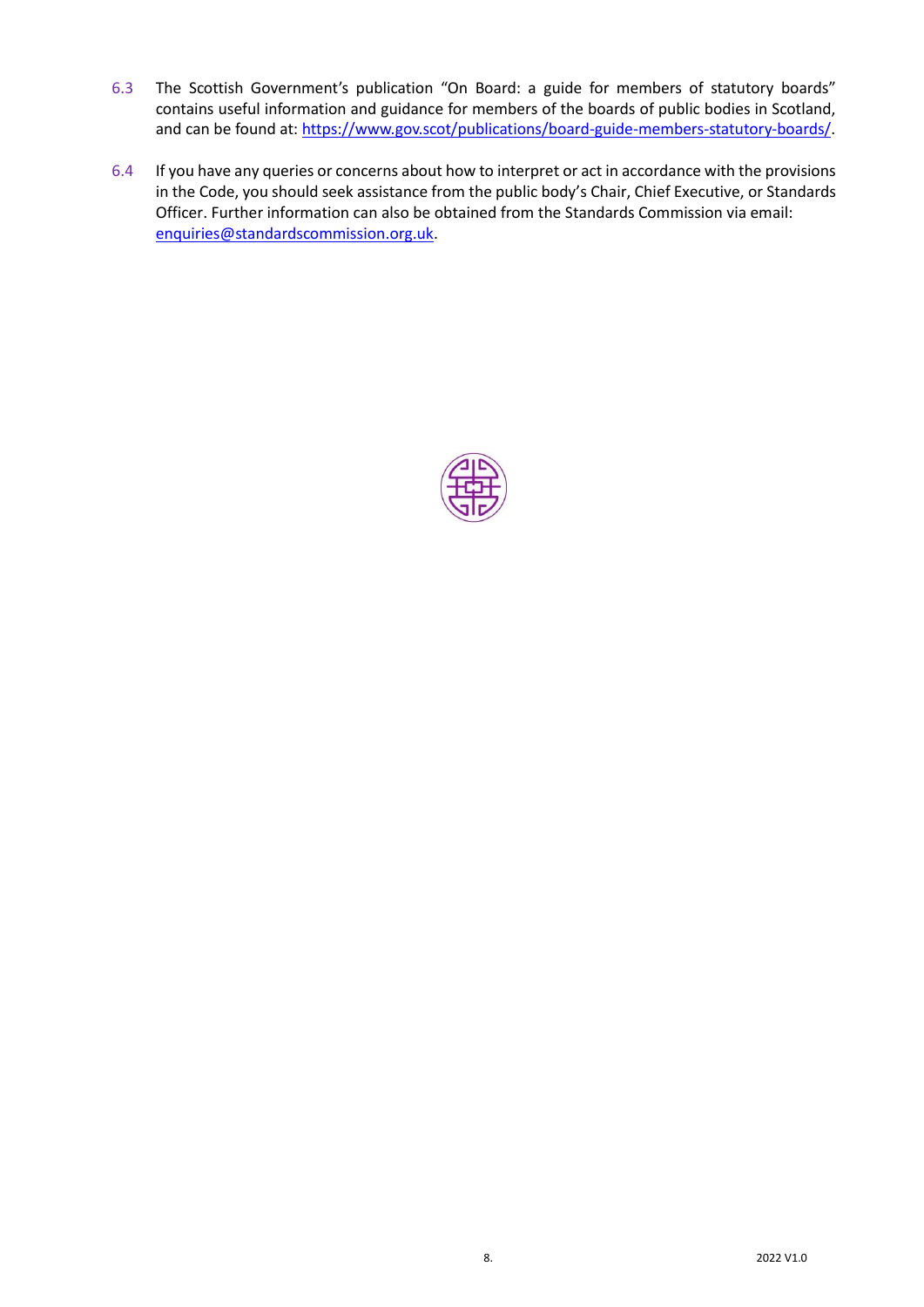6.3 The Scottish Government's publication "On Board: a guide for members of statutory boards" contains useful information and guidance for members of the boards of public bodies in Scotland, and can be found at: [https://www.gov.scot/publications/board-guide-members-statutory-boards/](https://www.gov.scot/publications/board-guide-members-statutory-boards/).

6.4 If you have any queries or concerns about how to interpret or act in accordance with the provisions in the Code, you should seek assistance from the public body's Chair, Chief Executive, or Standards Officer. Further information can also be obtained from the Standards Commission via email: [enquiries@standardscommission.org.uk](mailto:enquiries@standardscommission.org.uk).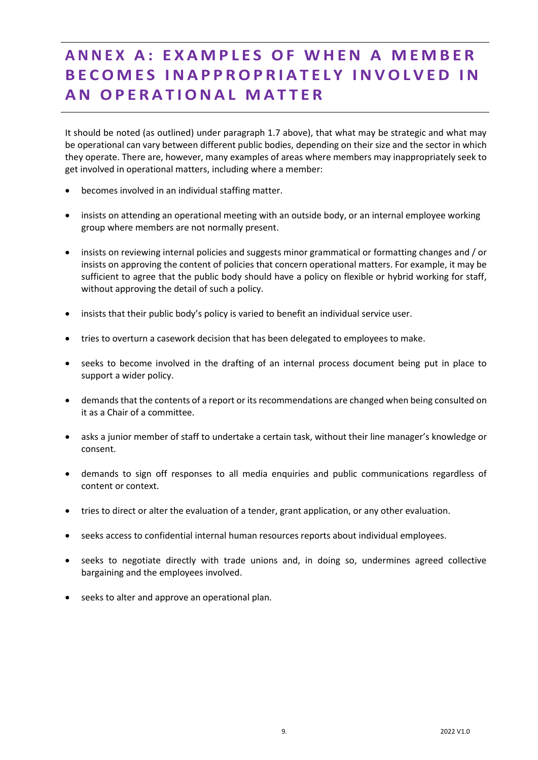# ANNEX A: EXAMPLES OF WHEN A MEMBER BECOMES INAPPROPRIATELY INVOLVED IN AN OPERATIONAL MATTER

It should be noted (as outlined) under paragraph 1.7 above), that what may be strategic and what may be operational can vary between different public bodies, depending on their size and the sector in which they operate. There are, however, many examples of areas where members may inappropriately seek to get involved in operational matters, including where a member:

- becomes involved in an individual staffing matter.
- insists on attending an operational meeting with an outside body, or an internal employee working group where members are not normally present.
- insists on reviewing internal policies and suggests minor grammatical or formatting changes and / or insists on approving the content of policies that concern operational matters. For example, it may be sufficient to agree that the public body should have a policy on flexible or hybrid working for staff, without approving the detail of such a policy.
- insists that their public body's policy is varied to benefit an individual service user.
- tries to overturn a casework decision that has been delegated to employees to make.
- seeks to become involved in the drafting of an internal process document being put in place to support a wider policy.
- demands that the contents of a report or its recommendations are changed when being consulted on it as a Chair of a committee.
- asks a junior member of staff to undertake a certain task, without their line manager's knowledge or consent.
- demands to sign off responses to all media enquiries and public communications regardless of content or context.
- tries to direct or alter the evaluation of a tender, grant application, or any other evaluation.
- seeks access to confidential internal human resources reports about individual employees.
- seeks to negotiate directly with trade unions and, in doing so, undermines agreed collective bargaining and the employees involved.
- seeks to alter and approve an operational plan.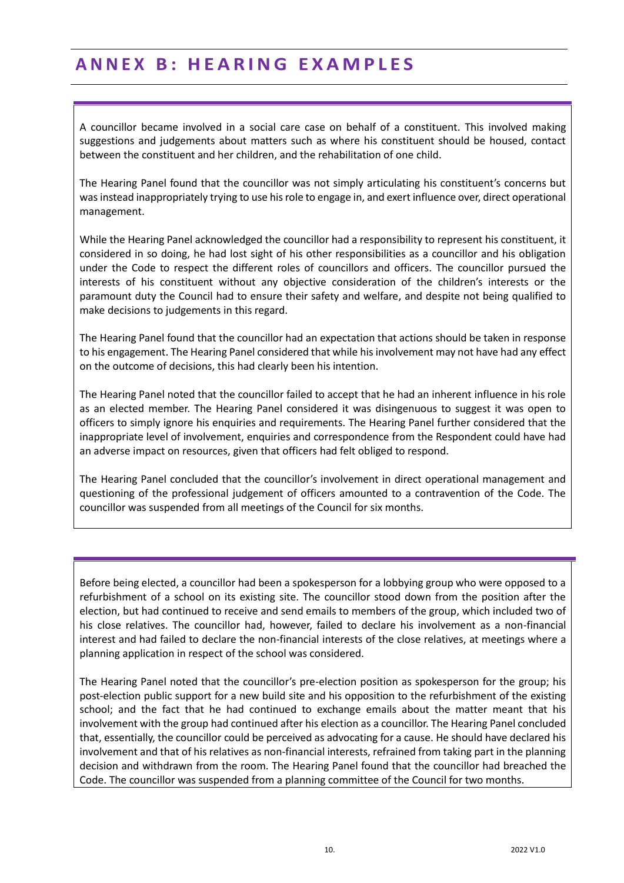# ANNEX B: HEARING EXAMPLES

A councillor became involved in a social care case on behalf of a constituent. This involved making suggestions and judgements about matters such as where his constituent should be housed, contact between the constituent and her children, and the rehabilitation of one child.

The Hearing Panel found that the councillor was not simply articulating his constituent's concerns but was instead inappropriately trying to use his role to engage in, and exert influence over, direct operational management.

While the Hearing Panel acknowledged the councillor had a responsibility to represent his constituent, it considered in so doing, he had lost sight of his other responsibilities as a councillor and his obligation under the Code to respect the different roles of councillors and officers. The councillor pursued the interests of his constituent without any objective consideration of the children's interests or the paramount duty the Council had to ensure their safety and welfare, and despite not being qualified to make decisions to judgements in this regard.

The Hearing Panel found that the councillor had an expectation that actions should be taken in response to his engagement. The Hearing Panel considered that while his involvement may not have had any effect on the outcome of decisions, this had clearly been his intention.

The Hearing Panel noted that the councillor failed to accept that he had an inherent influence in his role as an elected member. The Hearing Panel considered it was disingenuous to suggest it was open to officers to simply ignore his enquiries and requirements. The Hearing Panel further considered that the inappropriate level of involvement, enquiries and correspondence from the Respondent could have had an adverse impact on resources, given that officers had felt obliged to respond.

The Hearing Panel concluded that the councillor's involvement in direct operational management and questioning of the professional judgement of officers amounted to a contravention of the Code. The councillor was suspended from all meetings of the Council for six months.

---

Before being elected, a councillor had been a spokesperson for a lobbying group who were opposed to a refurbishment of a school on its existing site. The councillor stood down from the position after the election, but had continued to receive and send emails to members of the group, which included two of his close relatives. The councillor had, however, failed to declare his involvement as a non-financial interest and had failed to declare the non-financial interests of the close relatives, at meetings where a planning application in respect of the school was considered.

The Hearing Panel noted that the councillor's pre-election position as spokesperson for the group; his post-election public support for a new build site and his opposition to the refurbishment of the existing school; and the fact that he had continued to exchange emails about the matter meant that his involvement with the group had continued after his election as a councillor. The Hearing Panel concluded that, essentially, the councillor could be perceived as advocating for a cause. He should have declared his involvement and that of his relatives as non-financial interests, refrained from taking part in the planning decision and withdrawn from the room. The Hearing Panel found that the councillor had breached the Code. The councillor was suspended from a planning committee of the Council for two months.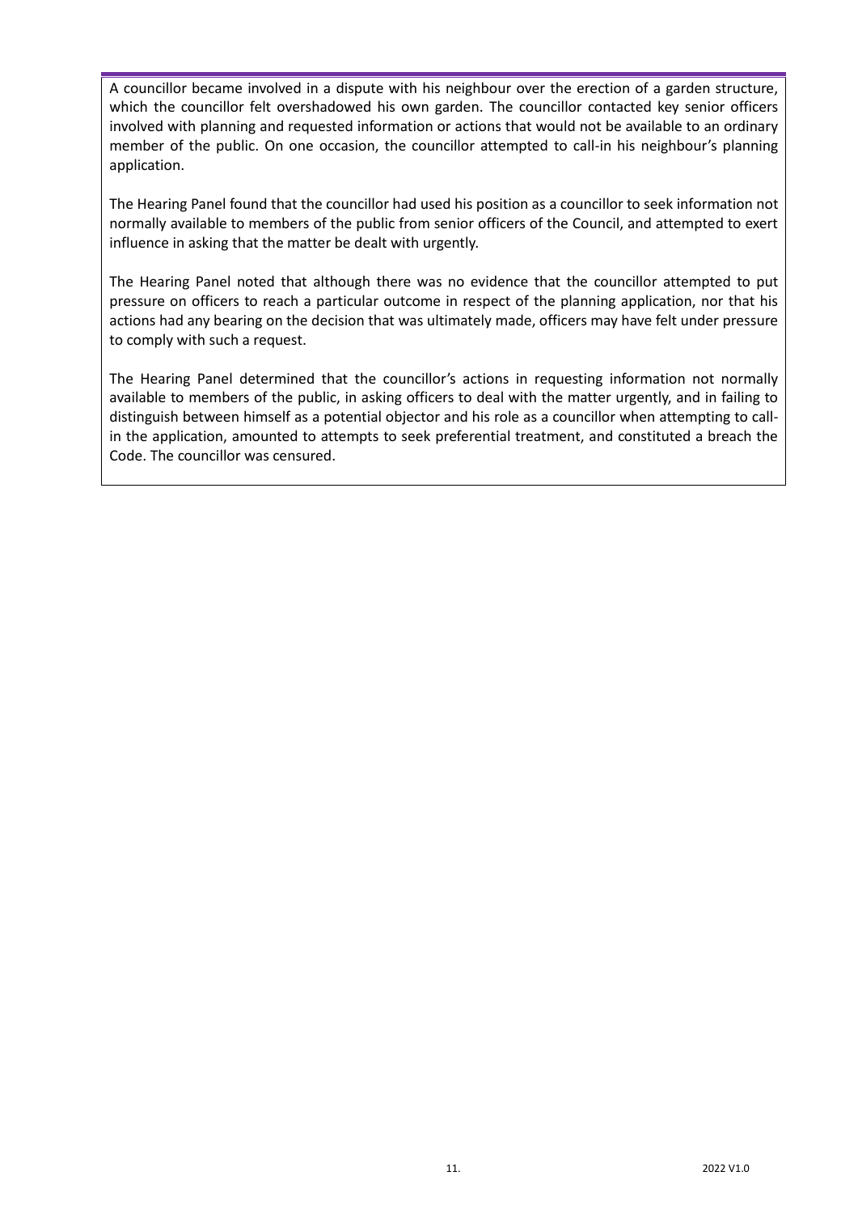A councillor became involved in a dispute with his neighbour over the erection of a garden structure, which the councillor felt overshadowed his own garden. The councillor contacted key senior officers involved with planning and requested information or actions that would not be available to an ordinary member of the public. On one occasion, the councillor attempted to call-in his neighbour's planning application.

The Hearing Panel found that the councillor had used his position as a councillor to seek information not normally available to members of the public from senior officers of the Council, and attempted to exert influence in asking that the matter be dealt with urgently.

The Hearing Panel noted that although there was no evidence that the councillor attempted to put pressure on officers to reach a particular outcome in respect of the planning application, nor that his actions had any bearing on the decision that was ultimately made, officers may have felt under pressure to comply with such a request.

The Hearing Panel determined that the councillor's actions in requesting information not normally available to members of the public, in asking officers to deal with the matter urgently, and in failing to distinguish between himself as a potential objector and his role as a councillor when attempting to call-in the application, amounted to attempts to seek preferential treatment, and constituted a breach the Code. The councillor was censured.